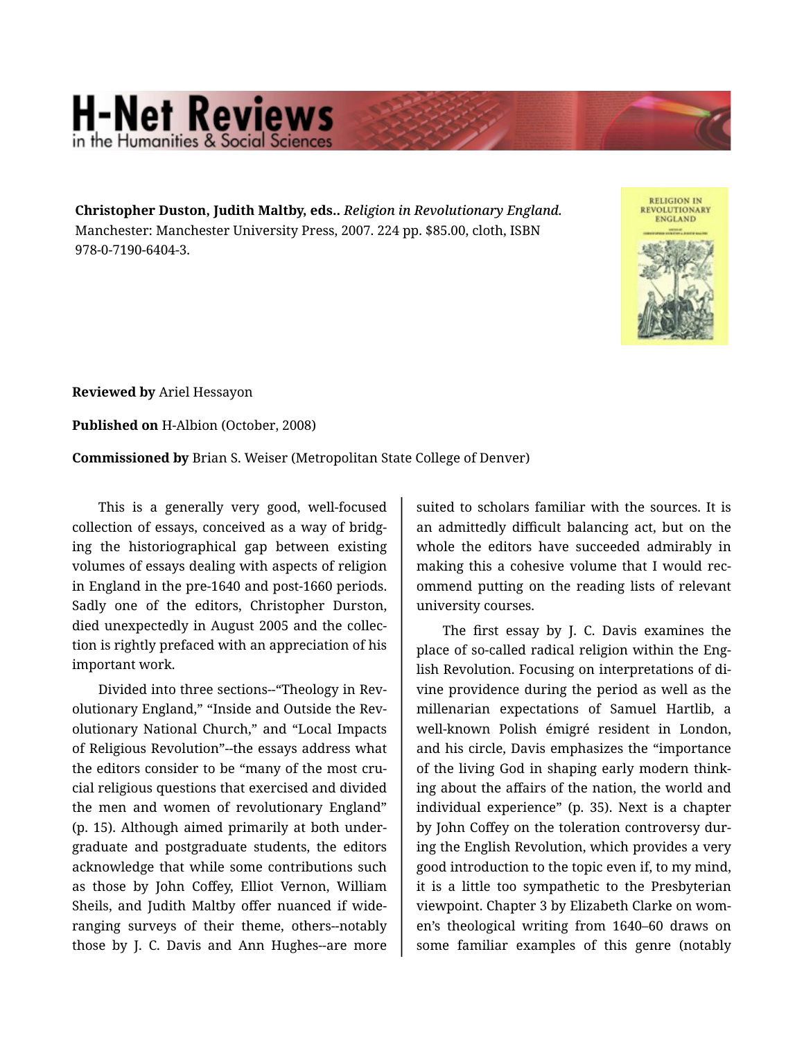**Christopher Duston, Judith Maltby, eds..** ***Religion in Revolutionary England.*** Manchester: Manchester University Press, 2007. 224 pp. $85.00, cloth, ISBN 978-0-7190-6404-3.

**Reviewed by** Ariel Hessayon

**Published on** H-Albion (October, 2008)

**Commissioned by** Brian S. Weiser (Metropolitan State College of Denver)

This is a generally very good, well-focused collection of essays, conceived as a way of bridging the historiographical gap between existing volumes of essays dealing with aspects of religion in England in the pre-1640 and post-1660 periods. Sadly one of the editors, Christopher Durston, died unexpectedly in August 2005 and the collection is rightly prefaced with an appreciation of his important work.

Divided into three sections--"Theology in Revolutionary England," "Inside and Outside the Revolutionary National Church," and "Local Impacts of Religious Revolution"--the essays address what the editors consider to be "many of the most crucial religious questions that exercised and divided the men and women of revolutionary England" (p. 15). Although aimed primarily at both undergraduate and postgraduate students, the editors acknowledge that while some contributions such as those by John Coffey, Elliot Vernon, William Sheils, and Judith Maltby offer nuanced if wide-ranging surveys of their theme, others--notably those by J. C. Davis and Ann Hughes--are more suited to scholars familiar with the sources. It is an admittedly difficult balancing act, but on the whole the editors have succeeded admirably in making this a cohesive volume that I would recommend putting on the reading lists of relevant university courses.

The first essay by J. C. Davis examines the place of so-called radical religion within the English Revolution. Focusing on interpretations of divine providence during the period as well as the millenarian expectations of Samuel Hartlib, a well-known Polish émigré resident in London, and his circle, Davis emphasizes the "importance of the living God in shaping early modern thinking about the affairs of the nation, the world and individual experience" (p. 35). Next is a chapter by John Coffey on the toleration controversy during the English Revolution, which provides a very good introduction to the topic even if, to my mind, it is a little too sympathetic to the Presbyterian viewpoint. Chapter 3 by Elizabeth Clarke on women's theological writing from 1640–60 draws on some familiar examples of this genre (notably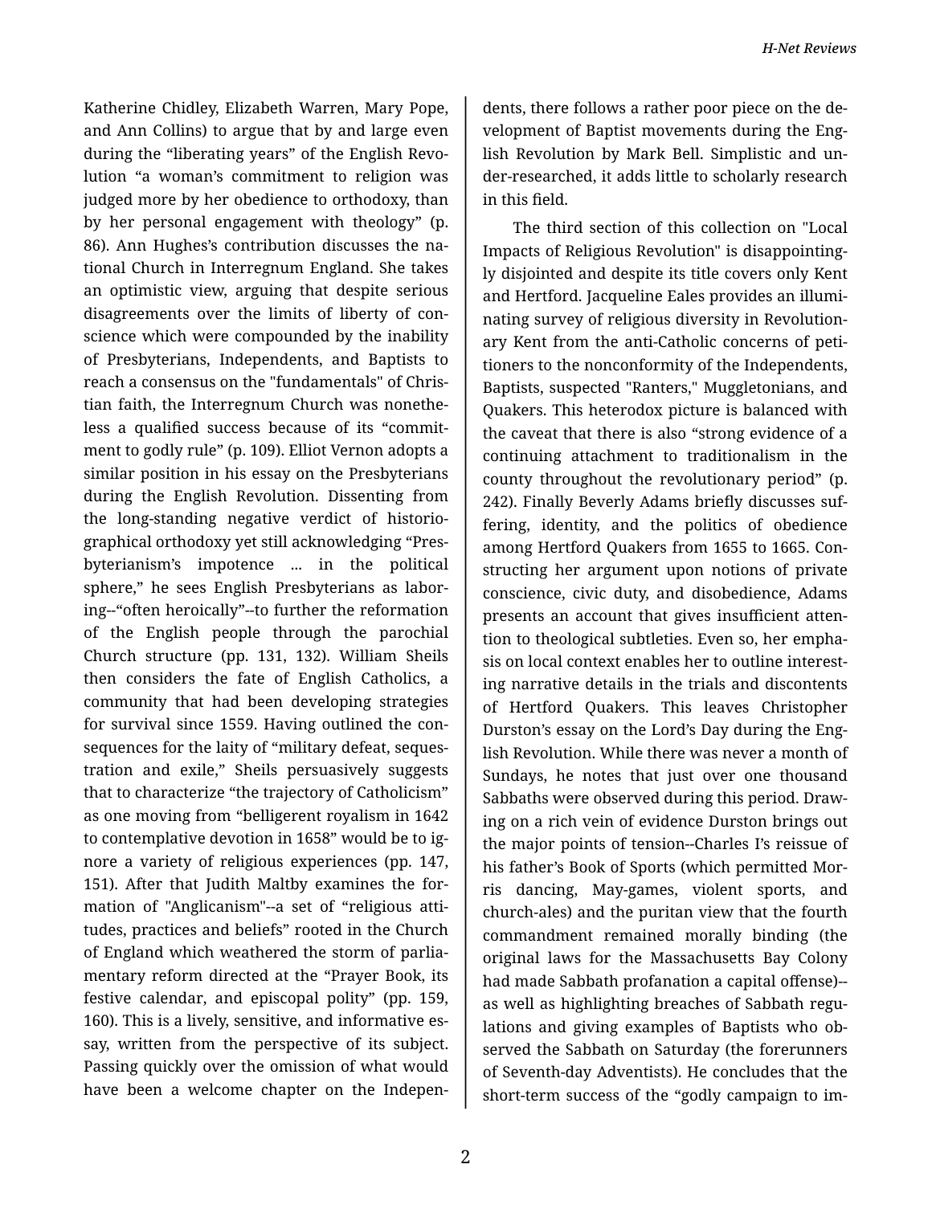Katherine Chidley, Elizabeth Warren, Mary Pope, and Ann Collins) to argue that by and large even during the "liberating years" of the English Revolution "a woman's commitment to religion was judged more by her obedience to orthodoxy, than by her personal engagement with theology" (p. 86). Ann Hughes's contribution discusses the national Church in Interregnum England. She takes an optimistic view, arguing that despite serious disagreements over the limits of liberty of conscience which were compounded by the inability of Presbyterians, Independents, and Baptists to reach a consensus on the "fundamentals" of Christian faith, the Interregnum Church was nonetheless a qualified success because of its "commitment to godly rule" (p. 109). Elliot Vernon adopts a similar position in his essay on the Presbyterians during the English Revolution. Dissenting from the long-standing negative verdict of historiographical orthodoxy yet still acknowledging "Presbyterianism's impotence ... in the political sphere," he sees English Presbyterians as laboring--"often heroically"--to further the reformation of the English people through the parochial Church structure (pp. 131, 132). William Sheils then considers the fate of English Catholics, a community that had been developing strategies for survival since 1559. Having outlined the consequences for the laity of "military defeat, sequestration and exile," Sheils persuasively suggests that to characterize "the trajectory of Catholicism" as one moving from "belligerent royalism in 1642 to contemplative devotion in 1658" would be to ignore a variety of religious experiences (pp. 147, 151). After that Judith Maltby examines the formation of "Anglicanism"--a set of "religious attitudes, practices and beliefs" rooted in the Church of England which weathered the storm of parliamentary reform directed at the "Prayer Book, its festive calendar, and episcopal polity" (pp. 159, 160). This is a lively, sensitive, and informative essay, written from the perspective of its subject. Passing quickly over the omission of what would have been a welcome chapter on the Independents, there follows a rather poor piece on the development of Baptist movements during the English Revolution by Mark Bell. Simplistic and under-researched, it adds little to scholarly research in this field.

The third section of this collection on "Local Impacts of Religious Revolution" is disappointingly disjointed and despite its title covers only Kent and Hertford. Jacqueline Eales provides an illuminating survey of religious diversity in Revolutionary Kent from the anti-Catholic concerns of petitioners to the nonconformity of the Independents, Baptists, suspected "Ranters," Muggletonians, and Quakers. This heterodox picture is balanced with the caveat that there is also "strong evidence of a continuing attachment to traditionalism in the county throughout the revolutionary period" (p. 242). Finally Beverly Adams briefly discusses suffering, identity, and the politics of obedience among Hertford Quakers from 1655 to 1665. Constructing her argument upon notions of private conscience, civic duty, and disobedience, Adams presents an account that gives insufficient attention to theological subtleties. Even so, her emphasis on local context enables her to outline interesting narrative details in the trials and discontents of Hertford Quakers. This leaves Christopher Durston's essay on the Lord's Day during the English Revolution. While there was never a month of Sundays, he notes that just over one thousand Sabbaths were observed during this period. Drawing on a rich vein of evidence Durston brings out the major points of tension--Charles I's reissue of his father's Book of Sports (which permitted Morris dancing, May-games, violent sports, and church-ales) and the puritan view that the fourth commandment remained morally binding (the original laws for the Massachusetts Bay Colony had made Sabbath profanation a capital offense)--as well as highlighting breaches of Sabbath regulations and giving examples of Baptists who observed the Sabbath on Saturday (the forerunners of Seventh-day Adventists). He concludes that the short-term success of the "godly campaign to im-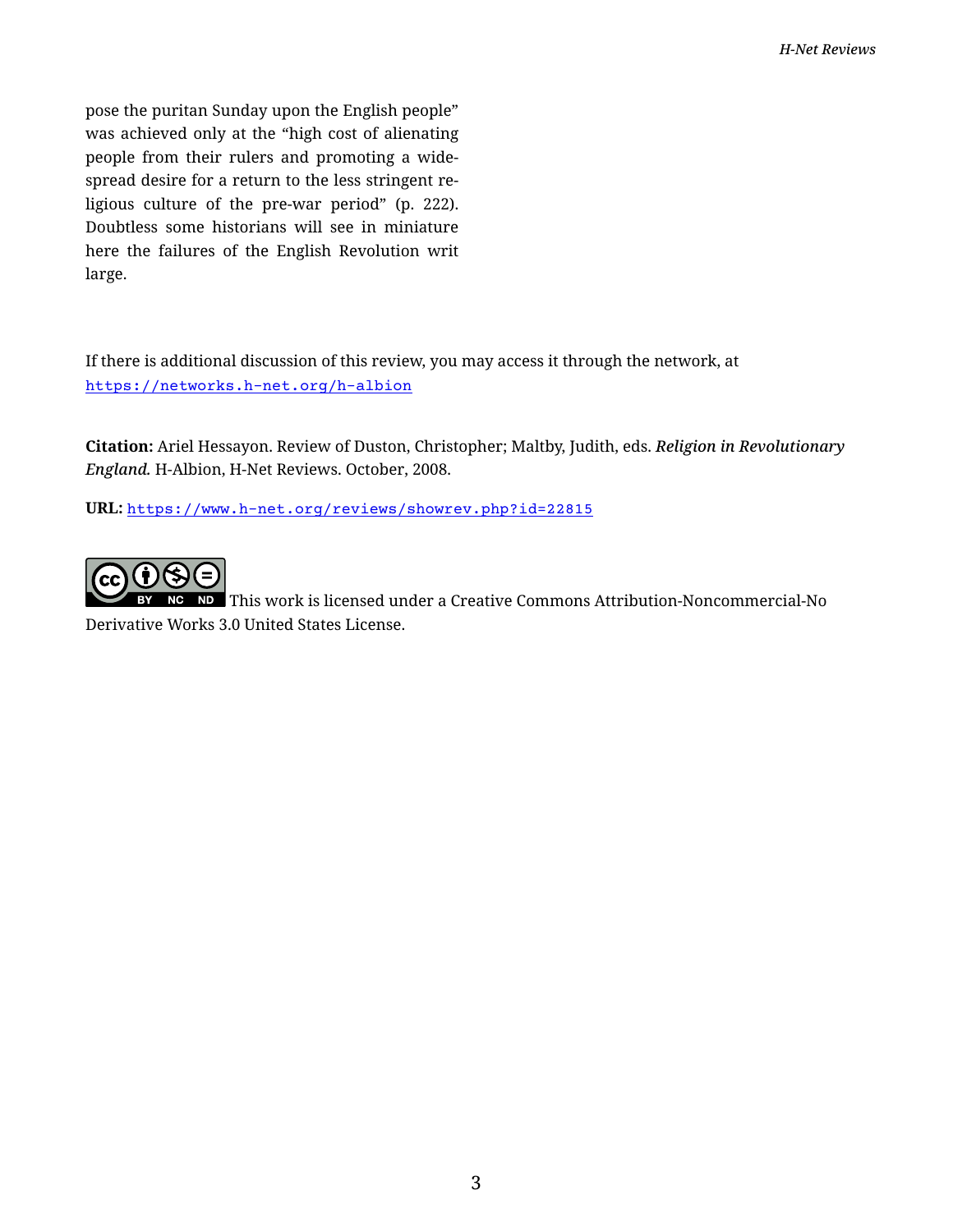pose the puritan Sunday upon the English people" was achieved only at the "high cost of alienating people from their rulers and promoting a widespread desire for a return to the less stringent religious culture of the pre-war period" (p. 222). Doubtless some historians will see in miniature here the failures of the English Revolution writ large.

If there is additional discussion of this review, you may access it through the network, at https://networks.h-net.org/h-albion

**Citation:** Ariel Hessayon. Review of Duston, Christopher; Maltby, Judith, eds. ***Religion in Revolutionary England***. H-Albion, H-Net Reviews. October, 2008.

**URL:** https://www.h-net.org/reviews/showrev.php?id=22815

This work is licensed under a Creative Commons Attribution-Noncommercial-No Derivative Works 3.0 United States License.